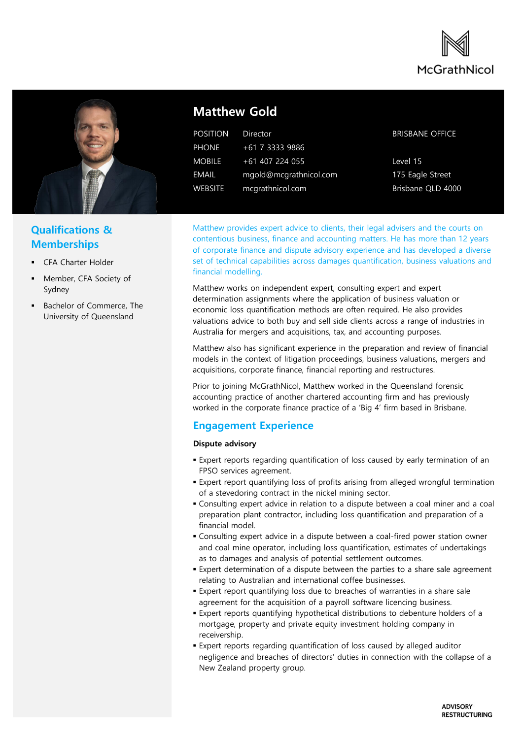McGrathNicol

# Matthew Gold

| | | |
|---|---|---|
| POSITION | Director | BRISBANE OFFICE |
| PHONE | +61 7 3333 9886 | |
| MOBILE | +61 407 224 055 | Level 15 |
| EMAIL | mgold@mcgrathnicol.com | 175 Eagle Street |
| WEBSITE | mcgrathnicol.com | Brisbane QLD 4000 |

## Qualifications & Memberships

- CFA Charter Holder
- Member, CFA Society of Sydney
- Bachelor of Commerce, The University of Queensland

Matthew provides expert advice to clients, their legal advisers and the courts on contentious business, finance and accounting matters. He has more than 12 years of corporate finance and dispute advisory experience and has developed a diverse set of technical capabilities across damages quantification, business valuations and financial modelling.

Matthew works on independent expert, consulting expert and expert determination assignments where the application of business valuation or economic loss quantification methods are often required. He also provides valuations advice to both buy and sell side clients across a range of industries in Australia for mergers and acquisitions, tax, and accounting purposes.

Matthew also has significant experience in the preparation and review of financial models in the context of litigation proceedings, business valuations, mergers and acquisitions, corporate finance, financial reporting and restructures.

Prior to joining McGrathNicol, Matthew worked in the Queensland forensic accounting practice of another chartered accounting firm and has previously worked in the corporate finance practice of a 'Big 4' firm based in Brisbane.

## Engagement Experience

**Dispute advisory**

- Expert reports regarding quantification of loss caused by early termination of an FPSO services agreement.
- Expert report quantifying loss of profits arising from alleged wrongful termination of a stevedoring contract in the nickel mining sector.
- Consulting expert advice in relation to a dispute between a coal miner and a coal preparation plant contractor, including loss quantification and preparation of a financial model.
- Consulting expert advice in a dispute between a coal-fired power station owner and coal mine operator, including loss quantification, estimates of undertakings as to damages and analysis of potential settlement outcomes.
- Expert determination of a dispute between the parties to a share sale agreement relating to Australian and international coffee businesses.
- Expert report quantifying loss due to breaches of warranties in a share sale agreement for the acquisition of a payroll software licencing business.
- Expert reports quantifying hypothetical distributions to debenture holders of a mortgage, property and private equity investment holding company in receivership.
- Expert reports regarding quantification of loss caused by alleged auditor negligence and breaches of directors' duties in connection with the collapse of a New Zealand property group.

ADVISORY
RESTRUCTURING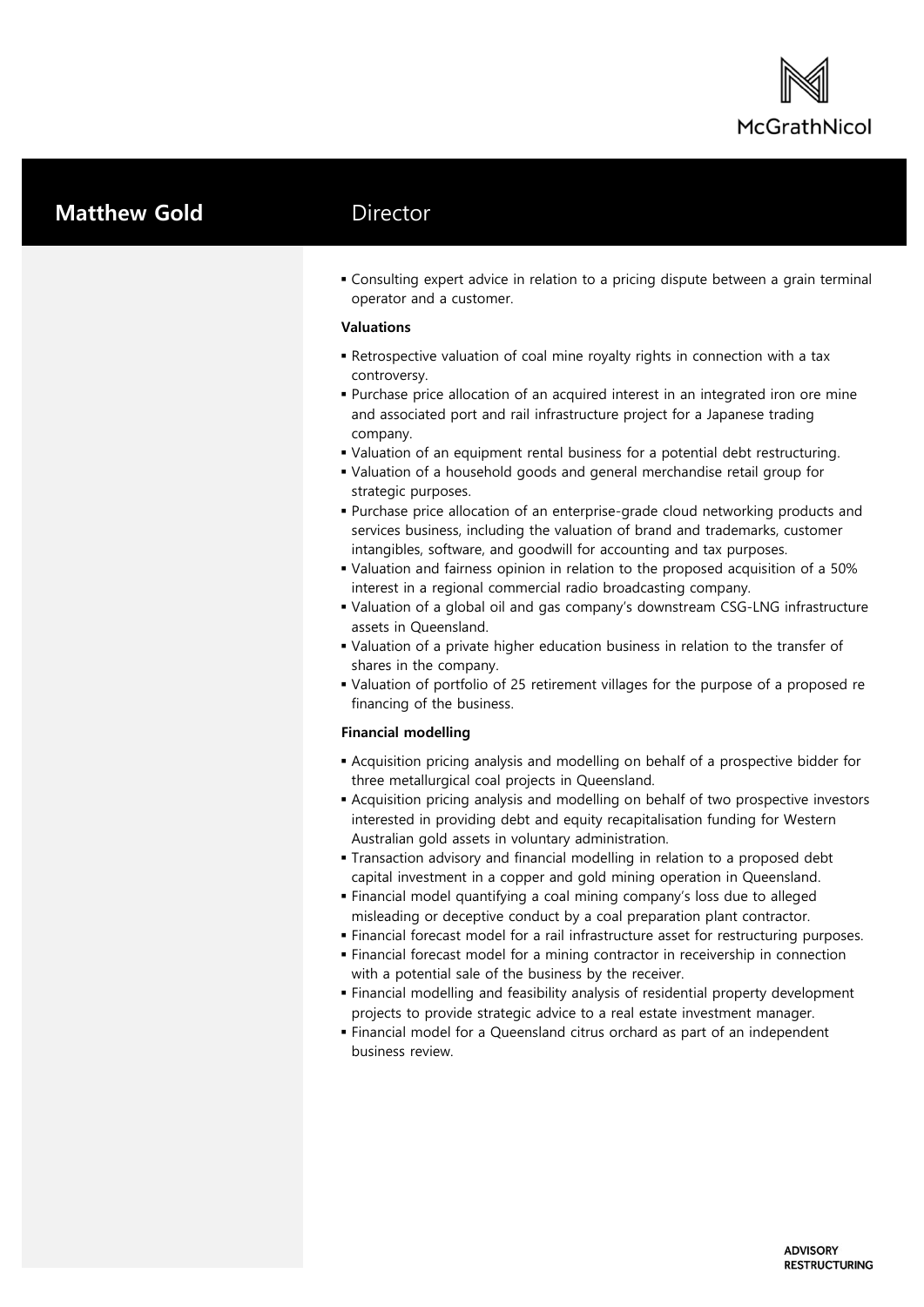# Matthew Gold

Director

- Consulting expert advice in relation to a pricing dispute between a grain terminal operator and a customer.

**Valuations**

- Retrospective valuation of coal mine royalty rights in connection with a tax controversy.
- Purchase price allocation of an acquired interest in an integrated iron ore mine and associated port and rail infrastructure project for a Japanese trading company.
- Valuation of an equipment rental business for a potential debt restructuring.
- Valuation of a household goods and general merchandise retail group for strategic purposes.
- Purchase price allocation of an enterprise-grade cloud networking products and services business, including the valuation of brand and trademarks, customer intangibles, software, and goodwill for accounting and tax purposes.
- Valuation and fairness opinion in relation to the proposed acquisition of a 50% interest in a regional commercial radio broadcasting company.
- Valuation of a global oil and gas company's downstream CSG-LNG infrastructure assets in Queensland.
- Valuation of a private higher education business in relation to the transfer of shares in the company.
- Valuation of portfolio of 25 retirement villages for the purpose of a proposed re financing of the business.

**Financial modelling**

- Acquisition pricing analysis and modelling on behalf of a prospective bidder for three metallurgical coal projects in Queensland.
- Acquisition pricing analysis and modelling on behalf of two prospective investors interested in providing debt and equity recapitalisation funding for Western Australian gold assets in voluntary administration.
- Transaction advisory and financial modelling in relation to a proposed debt capital investment in a copper and gold mining operation in Queensland.
- Financial model quantifying a coal mining company's loss due to alleged misleading or deceptive conduct by a coal preparation plant contractor.
- Financial forecast model for a rail infrastructure asset for restructuring purposes.
- Financial forecast model for a mining contractor in receivership in connection with a potential sale of the business by the receiver.
- Financial modelling and feasibility analysis of residential property development projects to provide strategic advice to a real estate investment manager.
- Financial model for a Queensland citrus orchard as part of an independent business review.